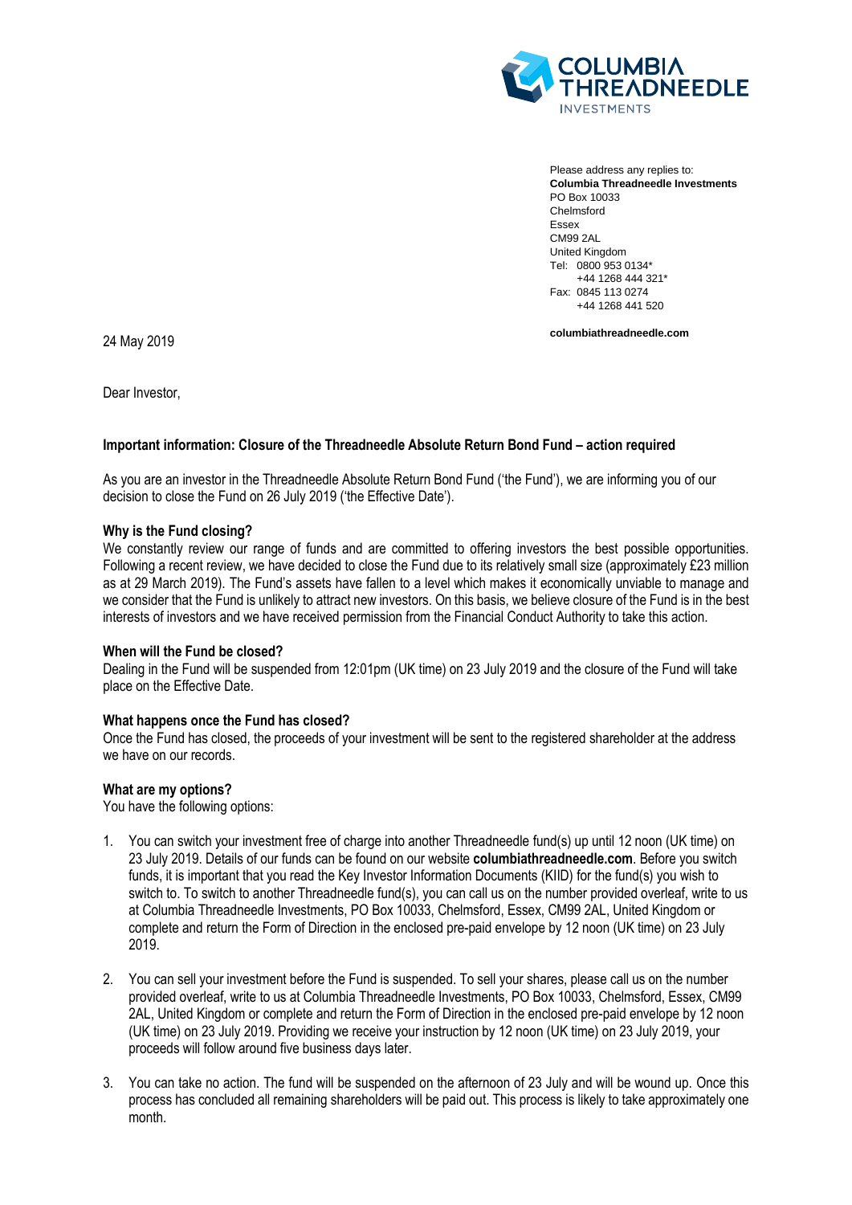Please address any replies to:
**Columbia Threadneedle Investments**
PO Box 10033
Chelmsford
Essex
CM99 2AL
United Kingdom
Tel: 0800 953 0134*
+44 1268 444 321*
Fax: 0845 113 0274
+44 1268 441 520

**columbiathreadneedle.com**

24 May 2019

Dear Investor,

**Important information: Closure of the Threadneedle Absolute Return Bond Fund – action required**

As you are an investor in the Threadneedle Absolute Return Bond Fund ('the Fund'), we are informing you of our decision to close the Fund on 26 July 2019 ('the Effective Date').

**Why is the Fund closing?**

We constantly review our range of funds and are committed to offering investors the best possible opportunities. Following a recent review, we have decided to close the Fund due to its relatively small size (approximately £23 million as at 29 March 2019). The Fund's assets have fallen to a level which makes it economically unviable to manage and we consider that the Fund is unlikely to attract new investors. On this basis, we believe closure of the Fund is in the best interests of investors and we have received permission from the Financial Conduct Authority to take this action.

**When will the Fund be closed?**

Dealing in the Fund will be suspended from 12:01pm (UK time) on 23 July 2019 and the closure of the Fund will take place on the Effective Date.

**What happens once the Fund has closed?**

Once the Fund has closed, the proceeds of your investment will be sent to the registered shareholder at the address we have on our records.

**What are my options?**

You have the following options:

1. You can switch your investment free of charge into another Threadneedle fund(s) up until 12 noon (UK time) on 23 July 2019. Details of our funds can be found on our website **columbiathreadneedle.com**. Before you switch funds, it is important that you read the Key Investor Information Documents (KIID) for the fund(s) you wish to switch to. To switch to another Threadneedle fund(s), you can call us on the number provided overleaf, write to us at Columbia Threadneedle Investments, PO Box 10033, Chelmsford, Essex, CM99 2AL, United Kingdom or complete and return the Form of Direction in the enclosed pre-paid envelope by 12 noon (UK time) on 23 July 2019.

2. You can sell your investment before the Fund is suspended. To sell your shares, please call us on the number provided overleaf, write to us at Columbia Threadneedle Investments, PO Box 10033, Chelmsford, Essex, CM99 2AL, United Kingdom or complete and return the Form of Direction in the enclosed pre-paid envelope by 12 noon (UK time) on 23 July 2019. Providing we receive your instruction by 12 noon (UK time) on 23 July 2019, your proceeds will follow around five business days later.

3. You can take no action. The fund will be suspended on the afternoon of 23 July and will be wound up. Once this process has concluded all remaining shareholders will be paid out. This process is likely to take approximately one month.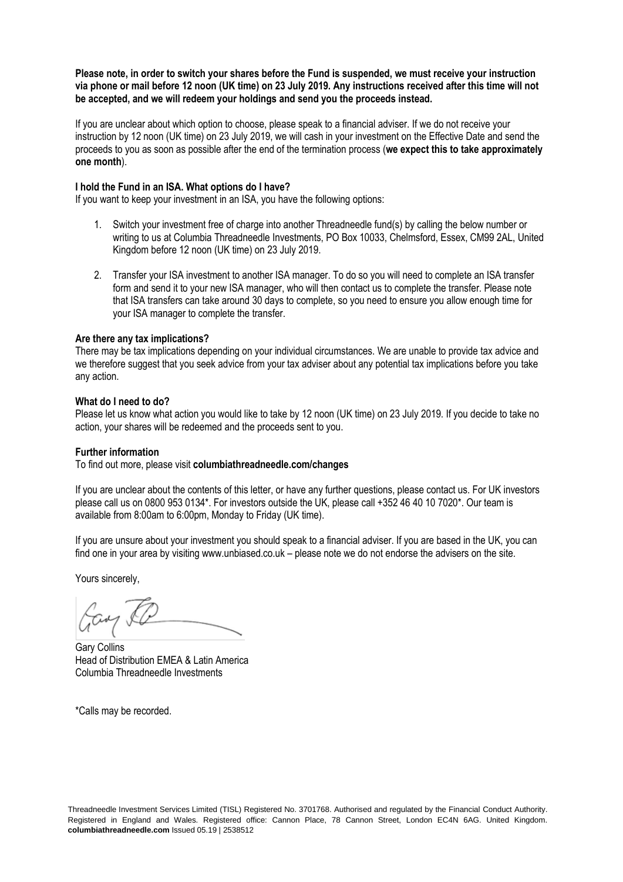**Please note, in order to switch your shares before the Fund is suspended, we must receive your instruction via phone or mail before 12 noon (UK time) on 23 July 2019. Any instructions received after this time will not be accepted, and we will redeem your holdings and send you the proceeds instead.**

If you are unclear about which option to choose, please speak to a financial adviser. If we do not receive your instruction by 12 noon (UK time) on 23 July 2019, we will cash in your investment on the Effective Date and send the proceeds to you as soon as possible after the end of the termination process (**we expect this to take approximately one month**).

**I hold the Fund in an ISA. What options do I have?**

If you want to keep your investment in an ISA, you have the following options:

1. Switch your investment free of charge into another Threadneedle fund(s) by calling the below number or writing to us at Columbia Threadneedle Investments, PO Box 10033, Chelmsford, Essex, CM99 2AL, United Kingdom before 12 noon (UK time) on 23 July 2019.

2. Transfer your ISA investment to another ISA manager. To do so you will need to complete an ISA transfer form and send it to your new ISA manager, who will then contact us to complete the transfer. Please note that ISA transfers can take around 30 days to complete, so you need to ensure you allow enough time for your ISA manager to complete the transfer.

**Are there any tax implications?**

There may be tax implications depending on your individual circumstances. We are unable to provide tax advice and we therefore suggest that you seek advice from your tax adviser about any potential tax implications before you take any action.

**What do I need to do?**

Please let us know what action you would like to take by 12 noon (UK time) on 23 July 2019. If you decide to take no action, your shares will be redeemed and the proceeds sent to you.

**Further information**

To find out more, please visit **columbiathreadneedle.com/changes**

If you are unclear about the contents of this letter, or have any further questions, please contact us. For UK investors please call us on 0800 953 0134*. For investors outside the UK, please call +352 46 40 10 7020*. Our team is available from 8:00am to 6:00pm, Monday to Friday (UK time).

If you are unsure about your investment you should speak to a financial adviser. If you are based in the UK, you can find one in your area by visiting www.unbiased.co.uk – please note we do not endorse the advisers on the site.

Yours sincerely,

Gary Collins
Head of Distribution EMEA & Latin America
Columbia Threadneedle Investments

*Calls may be recorded.

Threadneedle Investment Services Limited (TISL) Registered No. 3701768. Authorised and regulated by the Financial Conduct Authority. Registered in England and Wales. Registered office: Cannon Place, 78 Cannon Street, London EC4N 6AG. United Kingdom. **columbiathreadneedle.com** Issued 05.19 | 2538512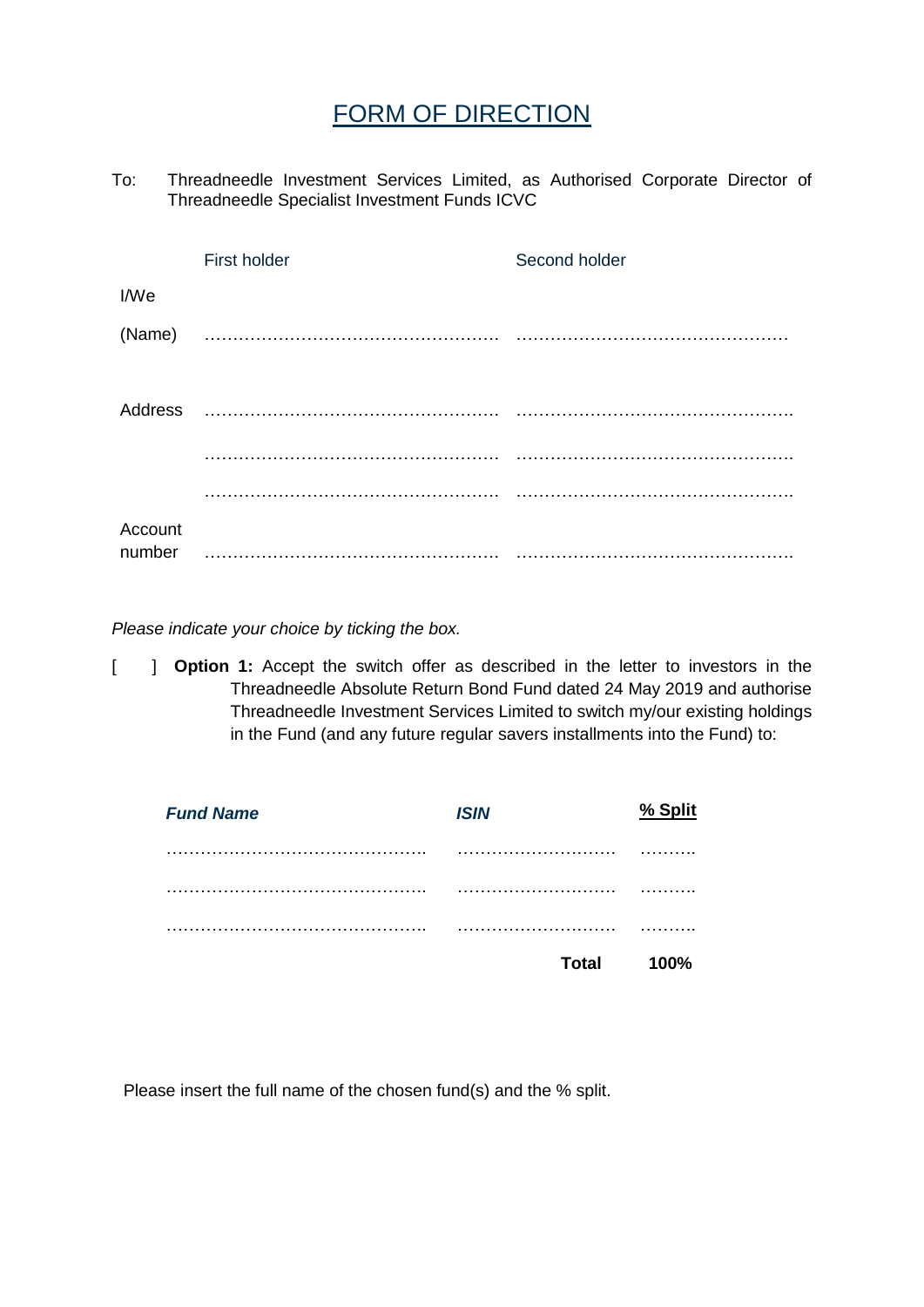# FORM OF DIRECTION

To: Threadneedle Investment Services Limited, as Authorised Corporate Director of Threadneedle Specialist Investment Funds ICVC

| | First holder | Second holder |
|---|---|---|
| I/We | | |
| (Name) | …………………………………………… | ………………………………………… |
| Address | …………………………………………… | …………………………………………. |
| | …………………………………………… | …………………………………………. |
| | …………………………………………… | …………………………………………. |
| Account number | …………………………………………… | …………………………………………. |

*Please indicate your choice by ticking the box.*

[ ] **Option 1:** Accept the switch offer as described in the letter to investors in the Threadneedle Absolute Return Bond Fund dated 24 May 2019 and authorise Threadneedle Investment Services Limited to switch my/our existing holdings in the Fund (and any future regular savers installments into the Fund) to:

| ***Fund Name*** | ***ISIN*** | **% Split** |
|---|---|---|
| ………………………………………. | ………………………. | ………. |
| ………………………………………. | ………………………. | ………. |
| ………………………………………. | ………………………. | ………. |
| | **Total** | **100%** |

Please insert the full name of the chosen fund(s) and the % split.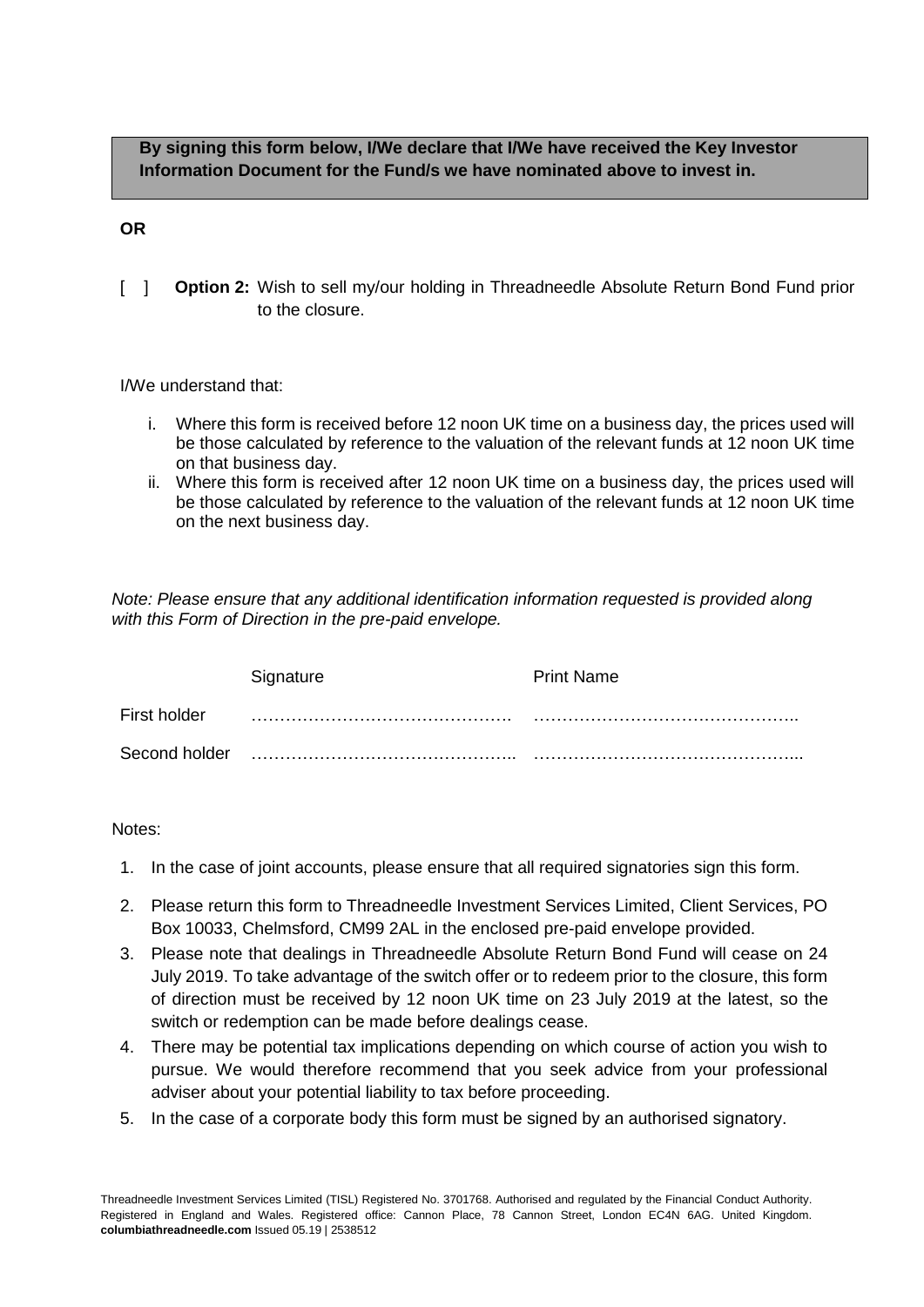**By signing this form below, I/We declare that I/We have received the Key Investor Information Document for the Fund/s we have nominated above to invest in.**

**OR**

[ ] **Option 2:** Wish to sell my/our holding in Threadneedle Absolute Return Bond Fund prior to the closure.

I/We understand that:

i. Where this form is received before 12 noon UK time on a business day, the prices used will be those calculated by reference to the valuation of the relevant funds at 12 noon UK time on that business day.
ii. Where this form is received after 12 noon UK time on a business day, the prices used will be those calculated by reference to the valuation of the relevant funds at 12 noon UK time on the next business day.

*Note: Please ensure that any additional identification information requested is provided along with this Form of Direction in the pre-paid envelope.*

| | Signature | Print Name |
|---|---|---|
| First holder | ………………………………………. | ……………………………………….. |
| Second holder | ……………………………………….. | ………………………………………... |

Notes:

1. In the case of joint accounts, please ensure that all required signatories sign this form.
2. Please return this form to Threadneedle Investment Services Limited, Client Services, PO Box 10033, Chelmsford, CM99 2AL in the enclosed pre-paid envelope provided.
3. Please note that dealings in Threadneedle Absolute Return Bond Fund will cease on 24 July 2019. To take advantage of the switch offer or to redeem prior to the closure, this form of direction must be received by 12 noon UK time on 23 July 2019 at the latest, so the switch or redemption can be made before dealings cease.
4. There may be potential tax implications depending on which course of action you wish to pursue. We would therefore recommend that you seek advice from your professional adviser about your potential liability to tax before proceeding.
5. In the case of a corporate body this form must be signed by an authorised signatory.

Threadneedle Investment Services Limited (TISL) Registered No. 3701768. Authorised and regulated by the Financial Conduct Authority. Registered in England and Wales. Registered office: Cannon Place, 78 Cannon Street, London EC4N 6AG. United Kingdom. **columbiathreadneedle.com** Issued 05.19 | 2538512